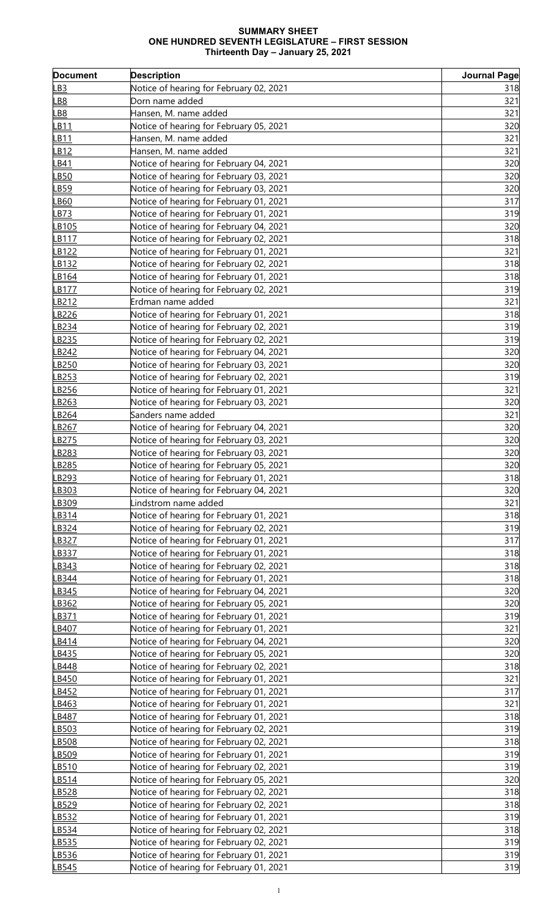# SUMMARY SHEET
# ONE HUNDRED SEVENTH LEGISLATURE – FIRST SESSION
## Thirteenth Day – January 25, 2021

| Document | Description | Journal Page |
|---|---|---|
| LB3 | Notice of hearing for February 02, 2021 | 318 |
| LB8 | Dorn name added | 321 |
| LB8 | Hansen, M. name added | 321 |
| LB11 | Notice of hearing for February 05, 2021 | 320 |
| LB11 | Hansen, M. name added | 321 |
| LB12 | Hansen, M. name added | 321 |
| LB41 | Notice of hearing for February 04, 2021 | 320 |
| LB50 | Notice of hearing for February 03, 2021 | 320 |
| LB59 | Notice of hearing for February 03, 2021 | 320 |
| LB60 | Notice of hearing for February 01, 2021 | 317 |
| LB73 | Notice of hearing for February 01, 2021 | 319 |
| LB105 | Notice of hearing for February 04, 2021 | 320 |
| LB117 | Notice of hearing for February 02, 2021 | 318 |
| LB122 | Notice of hearing for February 01, 2021 | 321 |
| LB132 | Notice of hearing for February 02, 2021 | 318 |
| LB164 | Notice of hearing for February 01, 2021 | 318 |
| LB177 | Notice of hearing for February 02, 2021 | 319 |
| LB212 | Erdman name added | 321 |
| LB226 | Notice of hearing for February 01, 2021 | 318 |
| LB234 | Notice of hearing for February 02, 2021 | 319 |
| LB235 | Notice of hearing for February 02, 2021 | 319 |
| LB242 | Notice of hearing for February 04, 2021 | 320 |
| LB250 | Notice of hearing for February 03, 2021 | 320 |
| LB253 | Notice of hearing for February 02, 2021 | 319 |
| LB256 | Notice of hearing for February 01, 2021 | 321 |
| LB263 | Notice of hearing for February 03, 2021 | 320 |
| LB264 | Sanders name added | 321 |
| LB267 | Notice of hearing for February 04, 2021 | 320 |
| LB275 | Notice of hearing for February 03, 2021 | 320 |
| LB283 | Notice of hearing for February 03, 2021 | 320 |
| LB285 | Notice of hearing for February 05, 2021 | 320 |
| LB293 | Notice of hearing for February 01, 2021 | 318 |
| LB303 | Notice of hearing for February 04, 2021 | 320 |
| LB309 | Lindstrom name added | 321 |
| LB314 | Notice of hearing for February 01, 2021 | 318 |
| LB324 | Notice of hearing for February 02, 2021 | 319 |
| LB327 | Notice of hearing for February 01, 2021 | 317 |
| LB337 | Notice of hearing for February 01, 2021 | 318 |
| LB343 | Notice of hearing for February 02, 2021 | 318 |
| LB344 | Notice of hearing for February 01, 2021 | 318 |
| LB345 | Notice of hearing for February 04, 2021 | 320 |
| LB362 | Notice of hearing for February 05, 2021 | 320 |
| LB371 | Notice of hearing for February 01, 2021 | 319 |
| LB407 | Notice of hearing for February 01, 2021 | 321 |
| LB414 | Notice of hearing for February 04, 2021 | 320 |
| LB435 | Notice of hearing for February 05, 2021 | 320 |
| LB448 | Notice of hearing for February 02, 2021 | 318 |
| LB450 | Notice of hearing for February 01, 2021 | 321 |
| LB452 | Notice of hearing for February 01, 2021 | 317 |
| LB463 | Notice of hearing for February 01, 2021 | 321 |
| LB487 | Notice of hearing for February 01, 2021 | 318 |
| LB503 | Notice of hearing for February 02, 2021 | 319 |
| LB508 | Notice of hearing for February 02, 2021 | 318 |
| LB509 | Notice of hearing for February 01, 2021 | 319 |
| LB510 | Notice of hearing for February 02, 2021 | 319 |
| LB514 | Notice of hearing for February 05, 2021 | 320 |
| LB528 | Notice of hearing for February 02, 2021 | 318 |
| LB529 | Notice of hearing for February 02, 2021 | 318 |
| LB532 | Notice of hearing for February 01, 2021 | 319 |
| LB534 | Notice of hearing for February 02, 2021 | 318 |
| LB535 | Notice of hearing for February 02, 2021 | 319 |
| LB536 | Notice of hearing for February 01, 2021 | 319 |
| LB545 | Notice of hearing for February 01, 2021 | 319 |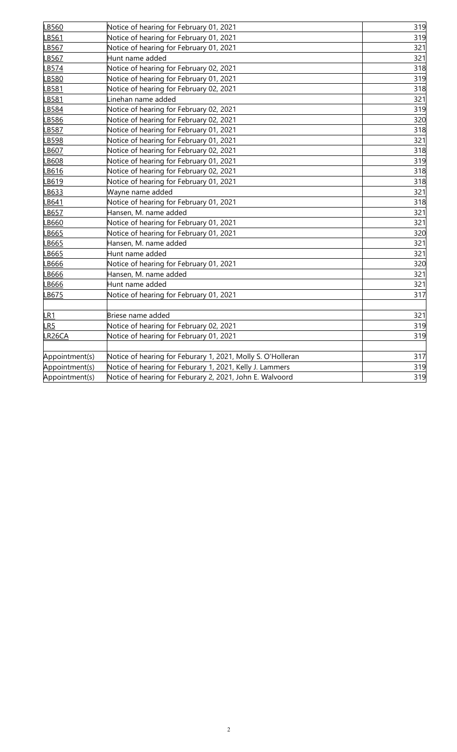| | | |
|---|---|---|
| LB560 | Notice of hearing for February 01, 2021 | 319 |
| LB561 | Notice of hearing for February 01, 2021 | 319 |
| LB567 | Notice of hearing for February 01, 2021 | 321 |
| LB567 | Hunt name added | 321 |
| LB574 | Notice of hearing for February 02, 2021 | 318 |
| LB580 | Notice of hearing for February 01, 2021 | 319 |
| LB581 | Notice of hearing for February 02, 2021 | 318 |
| LB581 | Linehan name added | 321 |
| LB584 | Notice of hearing for February 02, 2021 | 319 |
| LB586 | Notice of hearing for February 02, 2021 | 320 |
| LB587 | Notice of hearing for February 01, 2021 | 318 |
| LB598 | Notice of hearing for February 01, 2021 | 321 |
| LB607 | Notice of hearing for February 02, 2021 | 318 |
| LB608 | Notice of hearing for February 01, 2021 | 319 |
| LB616 | Notice of hearing for February 02, 2021 | 318 |
| LB619 | Notice of hearing for February 01, 2021 | 318 |
| LB633 | Wayne name added | 321 |
| LB641 | Notice of hearing for February 01, 2021 | 318 |
| LB657 | Hansen, M. name added | 321 |
| LB660 | Notice of hearing for February 01, 2021 | 321 |
| LB665 | Notice of hearing for February 01, 2021 | 320 |
| LB665 | Hansen, M. name added | 321 |
| LB665 | Hunt name added | 321 |
| LB666 | Notice of hearing for February 01, 2021 | 320 |
| LB666 | Hansen, M. name added | 321 |
| LB666 | Hunt name added | 321 |
| LB675 | Notice of hearing for February 01, 2021 | 317 |
| | | |
| LR1 | Briese name added | 321 |
| LR5 | Notice of hearing for February 02, 2021 | 319 |
| LR26CA | Notice of hearing for February 01, 2021 | 319 |
| | | |
| Appointment(s) | Notice of hearing for Feburary 1, 2021, Molly S. O'Holleran | 317 |
| Appointment(s) | Notice of hearing for Feburary 1, 2021, Kelly J. Lammers | 319 |
| Appointment(s) | Notice of hearing for Feburary 2, 2021, John E. Walvoord | 319 |